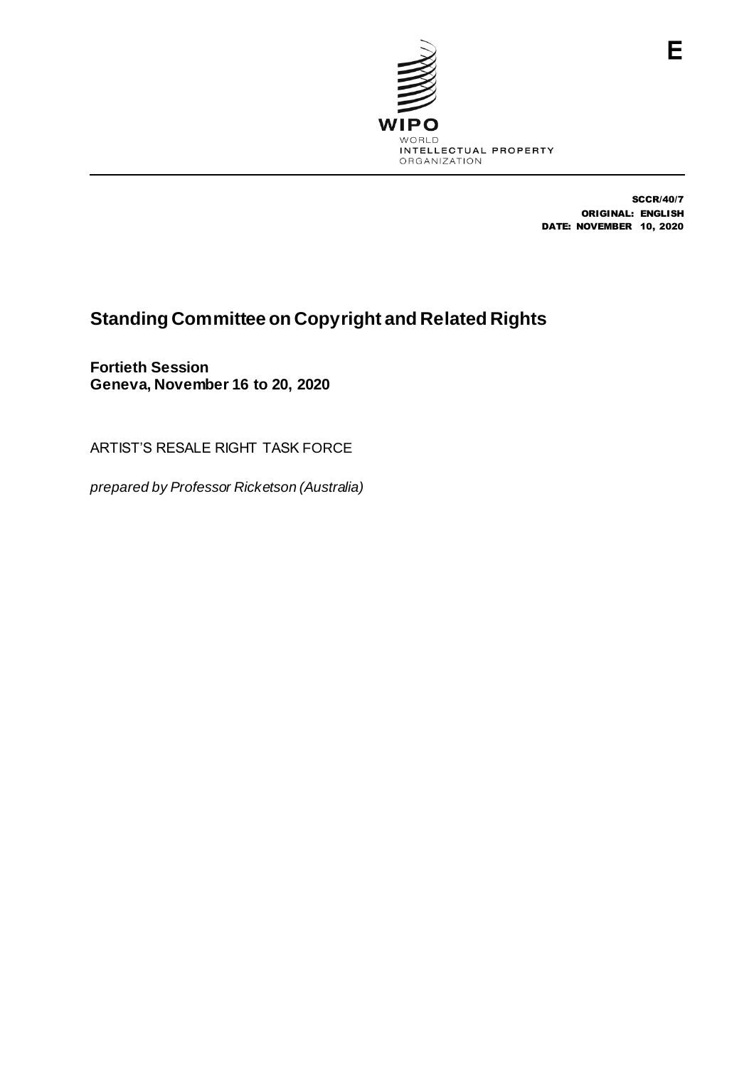E

WIPO
WORLD
INTELLECTUAL PROPERTY
ORGANIZATION

SCCR/40/7
ORIGINAL: ENGLISH
DATE: NOVEMBER 10, 2020

# Standing Committee on Copyright and Related Rights

**Fortieth Session**
**Geneva, November 16 to 20, 2020**

ARTIST'S RESALE RIGHT TASK FORCE

*prepared by Professor Ricketson (Australia)*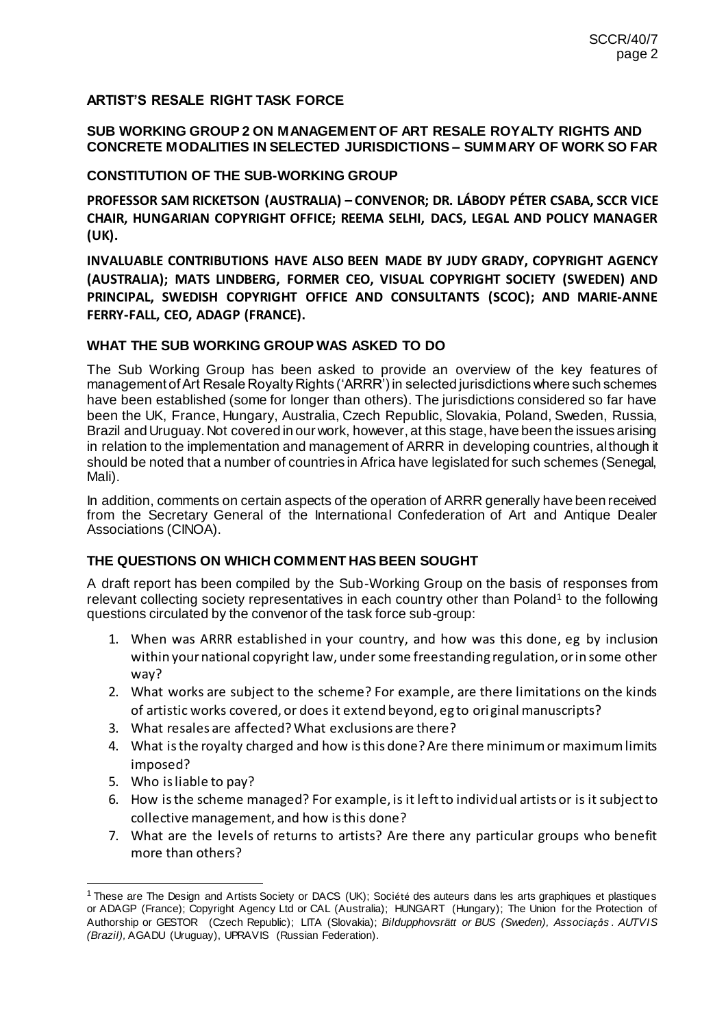## ARTIST'S RESALE RIGHT TASK FORCE

### SUB WORKING GROUP 2 ON MANAGEMENT OF ART RESALE ROYALTY RIGHTS AND CONCRETE MODALITIES IN SELECTED JURISDICTIONS – SUMMARY OF WORK SO FAR

### CONSTITUTION OF THE SUB-WORKING GROUP

**PROFESSOR SAM RICKETSON (AUSTRALIA) – CONVENOR; DR. LÁBODY PÉTER CSABA, SCCR VICE CHAIR, HUNGARIAN COPYRIGHT OFFICE; REEMA SELHI, DACS, LEGAL AND POLICY MANAGER (UK).**

**INVALUABLE CONTRIBUTIONS HAVE ALSO BEEN MADE BY JUDY GRADY, COPYRIGHT AGENCY (AUSTRALIA); MATS LINDBERG, FORMER CEO, VISUAL COPYRIGHT SOCIETY (SWEDEN) AND PRINCIPAL, SWEDISH COPYRIGHT OFFICE AND CONSULTANTS (SCOC); AND MARIE-ANNE FERRY-FALL, CEO, ADAGP (FRANCE).**

### WHAT THE SUB WORKING GROUP WAS ASKED TO DO

The Sub Working Group has been asked to provide an overview of the key features of management of Art Resale Royalty Rights ('ARRR') in selected jurisdictions where such schemes have been established (some for longer than others). The jurisdictions considered so far have been the UK, France, Hungary, Australia, Czech Republic, Slovakia, Poland, Sweden, Russia, Brazil and Uruguay. Not covered in our work, however, at this stage, have been the issues arising in relation to the implementation and management of ARRR in developing countries, although it should be noted that a number of countries in Africa have legislated for such schemes (Senegal, Mali).

In addition, comments on certain aspects of the operation of ARRR generally have been received from the Secretary General of the International Confederation of Art and Antique Dealer Associations (CINOA).

### THE QUESTIONS ON WHICH COMMENT HAS BEEN SOUGHT

A draft report has been compiled by the Sub-Working Group on the basis of responses from relevant collecting society representatives in each country other than Poland[1] to the following questions circulated by the convenor of the task force sub-group:

1. When was ARRR established in your country, and how was this done, eg by inclusion within your national copyright law, under some freestanding regulation, or in some other way?
2. What works are subject to the scheme? For example, are there limitations on the kinds of artistic works covered, or does it extend beyond, eg to original manuscripts?
3. What resales are affected? What exclusions are there?
4. What is the royalty charged and how is this done? Are there minimum or maximum limits imposed?
5. Who is liable to pay?
6. How is the scheme managed? For example, is it left to individual artists or is it subject to collective management, and how is this done?
7. What are the levels of returns to artists? Are there any particular groups who benefit more than others?

---

[1] These are The Design and Artists Society or DACS (UK); Société des auteurs dans les arts graphiques et plastiques or ADAGP (France); Copyright Agency Ltd or CAL (Australia); HUNGART (Hungary); The Union for the Protection of Authorship or GESTOR (Czech Republic); LITA (Slovakia); *Bildupphovsrätt or BUS (Sweden), Associaçâs. AUTVIS (Brazil),* AGADU (Uruguay), UPRAVIS (Russian Federation).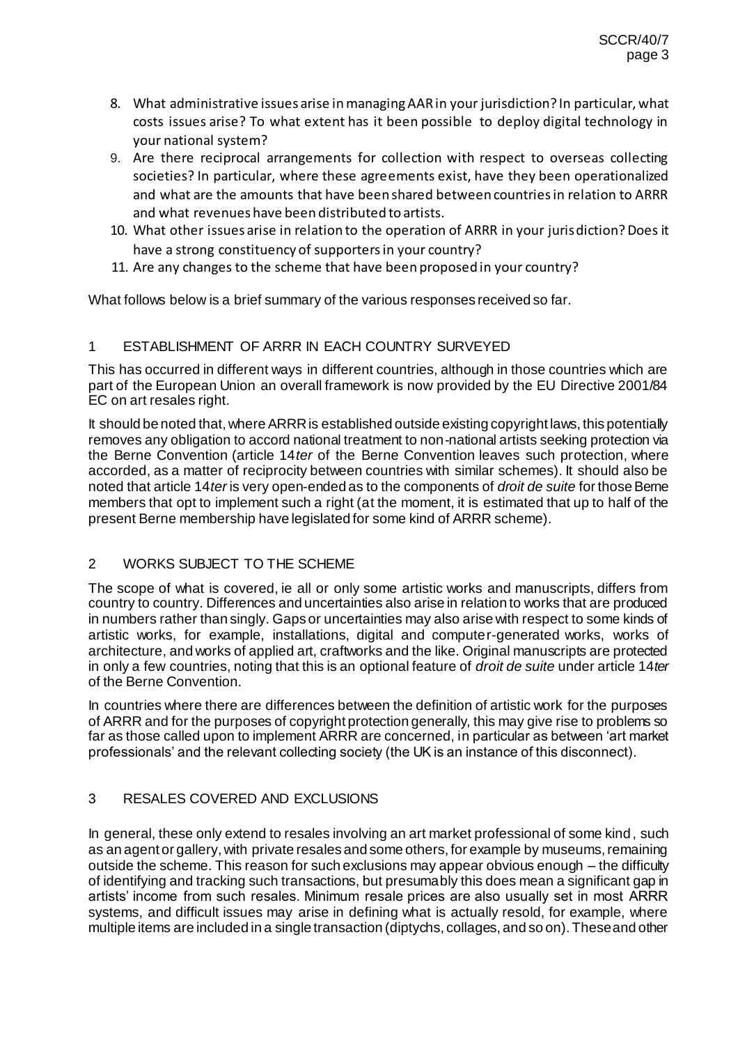8. What administrative issues arise in managing AAR in your jurisdiction? In particular, what costs issues arise? To what extent has it been possible to deploy digital technology in your national system?
9. Are there reciprocal arrangements for collection with respect to overseas collecting societies? In particular, where these agreements exist, have they been operationalized and what are the amounts that have been shared between countries in relation to ARRR and what revenues have been distributed to artists.
10. What other issues arise in relation to the operation of ARRR in your jurisdiction? Does it have a strong constituency of supporters in your country?
11. Are any changes to the scheme that have been proposed in your country?

What follows below is a brief summary of the various responses received so far.

## 1 ESTABLISHMENT OF ARRR IN EACH COUNTRY SURVEYED

This has occurred in different ways in different countries, although in those countries which are part of the European Union an overall framework is now provided by the EU Directive 2001/84 EC on art resales right.

It should be noted that, where ARRR is established outside existing copyright laws, this potentially removes any obligation to accord national treatment to non-national artists seeking protection via the Berne Convention (article 14*ter* of the Berne Convention leaves such protection, where accorded, as a matter of reciprocity between countries with similar schemes). It should also be noted that article 14*ter* is very open-ended as to the components of *droit de suite* for those Berne members that opt to implement such a right (at the moment, it is estimated that up to half of the present Berne membership have legislated for some kind of ARRR scheme).

## 2 WORKS SUBJECT TO THE SCHEME

The scope of what is covered, ie all or only some artistic works and manuscripts, differs from country to country. Differences and uncertainties also arise in relation to works that are produced in numbers rather than singly. Gaps or uncertainties may also arise with respect to some kinds of artistic works, for example, installations, digital and computer-generated works, works of architecture, and works of applied art, craftworks and the like. Original manuscripts are protected in only a few countries, noting that this is an optional feature of *droit de suite* under article 14*ter* of the Berne Convention.

In countries where there are differences between the definition of artistic work for the purposes of ARRR and for the purposes of copyright protection generally, this may give rise to problems so far as those called upon to implement ARRR are concerned, in particular as between 'art market professionals' and the relevant collecting society (the UK is an instance of this disconnect).

## 3 RESALES COVERED AND EXCLUSIONS

In general, these only extend to resales involving an art market professional of some kind, such as an agent or gallery, with private resales and some others, for example by museums, remaining outside the scheme. This reason for such exclusions may appear obvious enough – the difficulty of identifying and tracking such transactions, but presumably this does mean a significant gap in artists' income from such resales. Minimum resale prices are also usually set in most ARRR systems, and difficult issues may arise in defining what is actually resold, for example, where multiple items are included in a single transaction (diptychs, collages, and so on). These and other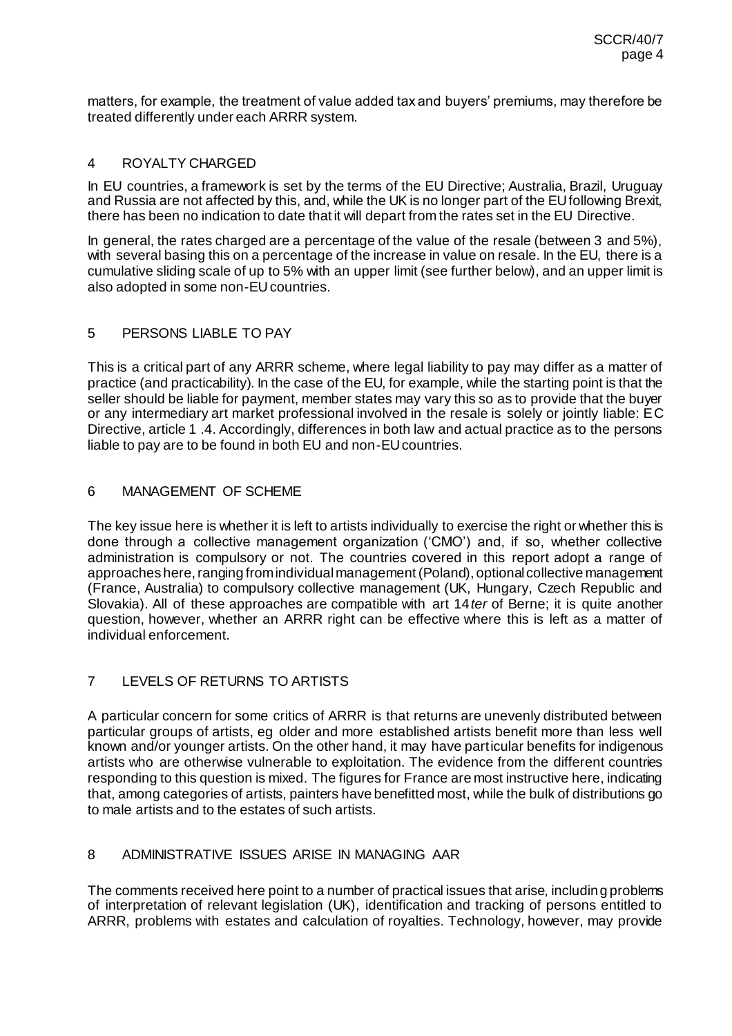matters, for example, the treatment of value added tax and buyers' premiums, may therefore be treated differently under each ARRR system.

## 4 ROYALTY CHARGED

In EU countries, a framework is set by the terms of the EU Directive; Australia, Brazil, Uruguay and Russia are not affected by this, and, while the UK is no longer part of the EU following Brexit, there has been no indication to date that it will depart from the rates set in the EU Directive.

In general, the rates charged are a percentage of the value of the resale (between 3 and 5%), with several basing this on a percentage of the increase in value on resale. In the EU, there is a cumulative sliding scale of up to 5% with an upper limit (see further below), and an upper limit is also adopted in some non-EU countries.

## 5 PERSONS LIABLE TO PAY

This is a critical part of any ARRR scheme, where legal liability to pay may differ as a matter of practice (and practicability). In the case of the EU, for example, while the starting point is that the seller should be liable for payment, member states may vary this so as to provide that the buyer or any intermediary art market professional involved in the resale is solely or jointly liable: EC Directive, article 1 .4. Accordingly, differences in both law and actual practice as to the persons liable to pay are to be found in both EU and non-EU countries.

## 6 MANAGEMENT OF SCHEME

The key issue here is whether it is left to artists individually to exercise the right or whether this is done through a collective management organization ('CMO') and, if so, whether collective administration is compulsory or not. The countries covered in this report adopt a range of approaches here, ranging from individual management (Poland), optional collective management (France, Australia) to compulsory collective management (UK, Hungary, Czech Republic and Slovakia). All of these approaches are compatible with art 14*ter* of Berne; it is quite another question, however, whether an ARRR right can be effective where this is left as a matter of individual enforcement.

## 7 LEVELS OF RETURNS TO ARTISTS

A particular concern for some critics of ARRR is that returns are unevenly distributed between particular groups of artists, eg older and more established artists benefit more than less well known and/or younger artists. On the other hand, it may have particular benefits for indigenous artists who are otherwise vulnerable to exploitation. The evidence from the different countries responding to this question is mixed. The figures for France are most instructive here, indicating that, among categories of artists, painters have benefitted most, while the bulk of distributions go to male artists and to the estates of such artists.

## 8 ADMINISTRATIVE ISSUES ARISE IN MANAGING AAR

The comments received here point to a number of practical issues that arise, including problems of interpretation of relevant legislation (UK), identification and tracking of persons entitled to ARRR, problems with estates and calculation of royalties. Technology, however, may provide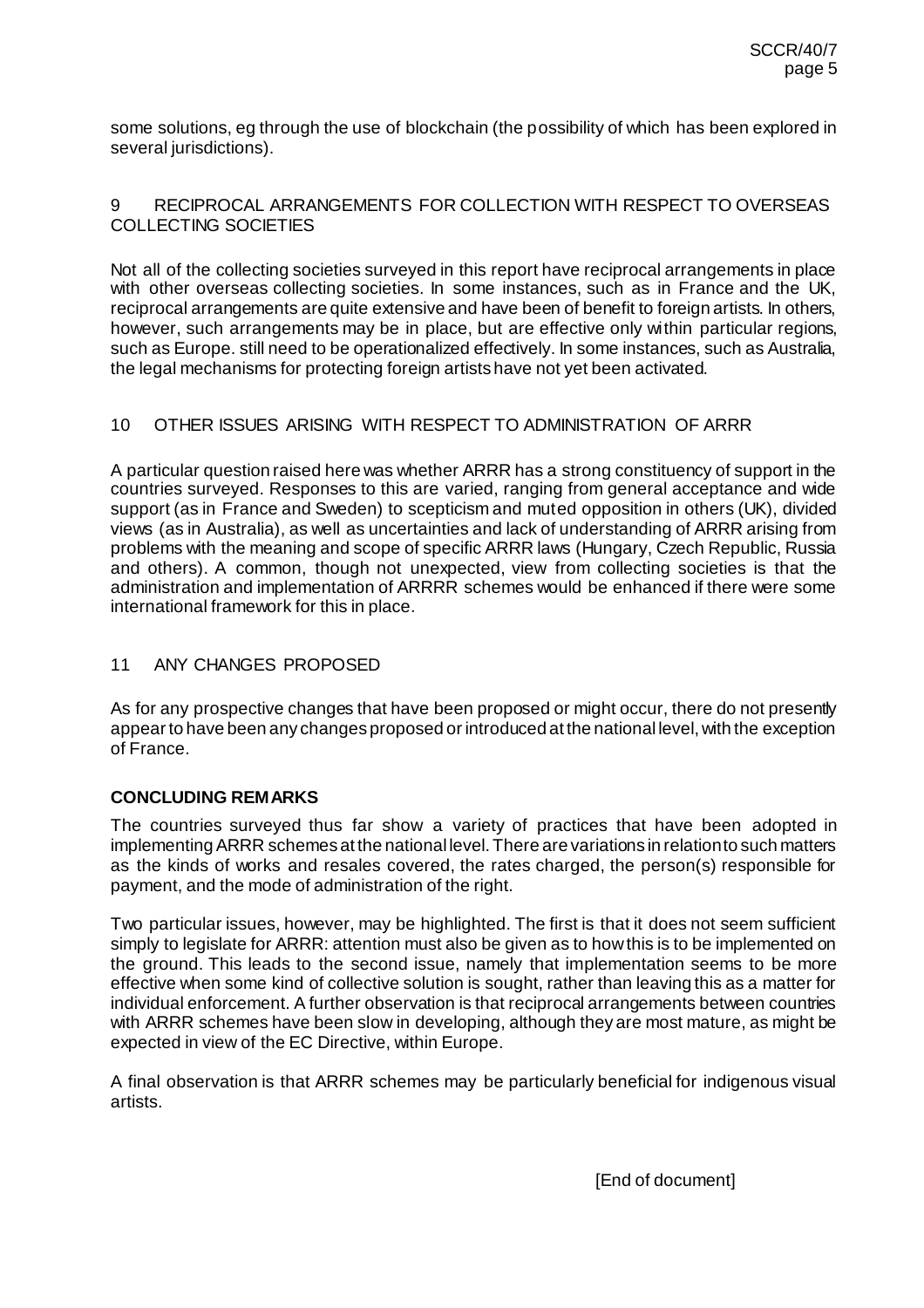some solutions, eg through the use of blockchain (the possibility of which has been explored in several jurisdictions).

## 9 RECIPROCAL ARRANGEMENTS FOR COLLECTION WITH RESPECT TO OVERSEAS COLLECTING SOCIETIES

Not all of the collecting societies surveyed in this report have reciprocal arrangements in place with other overseas collecting societies. In some instances, such as in France and the UK, reciprocal arrangements are quite extensive and have been of benefit to foreign artists. In others, however, such arrangements may be in place, but are effective only within particular regions, such as Europe. still need to be operationalized effectively. In some instances, such as Australia, the legal mechanisms for protecting foreign artists have not yet been activated.

## 10 OTHER ISSUES ARISING WITH RESPECT TO ADMINISTRATION OF ARRR

A particular question raised here was whether ARRR has a strong constituency of support in the countries surveyed. Responses to this are varied, ranging from general acceptance and wide support (as in France and Sweden) to scepticism and muted opposition in others (UK), divided views (as in Australia), as well as uncertainties and lack of understanding of ARRR arising from problems with the meaning and scope of specific ARRR laws (Hungary, Czech Republic, Russia and others). A common, though not unexpected, view from collecting societies is that the administration and implementation of ARRRR schemes would be enhanced if there were some international framework for this in place.

## 11 ANY CHANGES PROPOSED

As for any prospective changes that have been proposed or might occur, there do not presently appear to have been any changes proposed or introduced at the national level, with the exception of France.

## CONCLUDING REMARKS

The countries surveyed thus far show a variety of practices that have been adopted in implementing ARRR schemes at the national level. There are variations in relation to such matters as the kinds of works and resales covered, the rates charged, the person(s) responsible for payment, and the mode of administration of the right.

Two particular issues, however, may be highlighted. The first is that it does not seem sufficient simply to legislate for ARRR: attention must also be given as to how this is to be implemented on the ground. This leads to the second issue, namely that implementation seems to be more effective when some kind of collective solution is sought, rather than leaving this as a matter for individual enforcement. A further observation is that reciprocal arrangements between countries with ARRR schemes have been slow in developing, although they are most mature, as might be expected in view of the EC Directive, within Europe.

A final observation is that ARRR schemes may be particularly beneficial for indigenous visual artists.

[End of document]